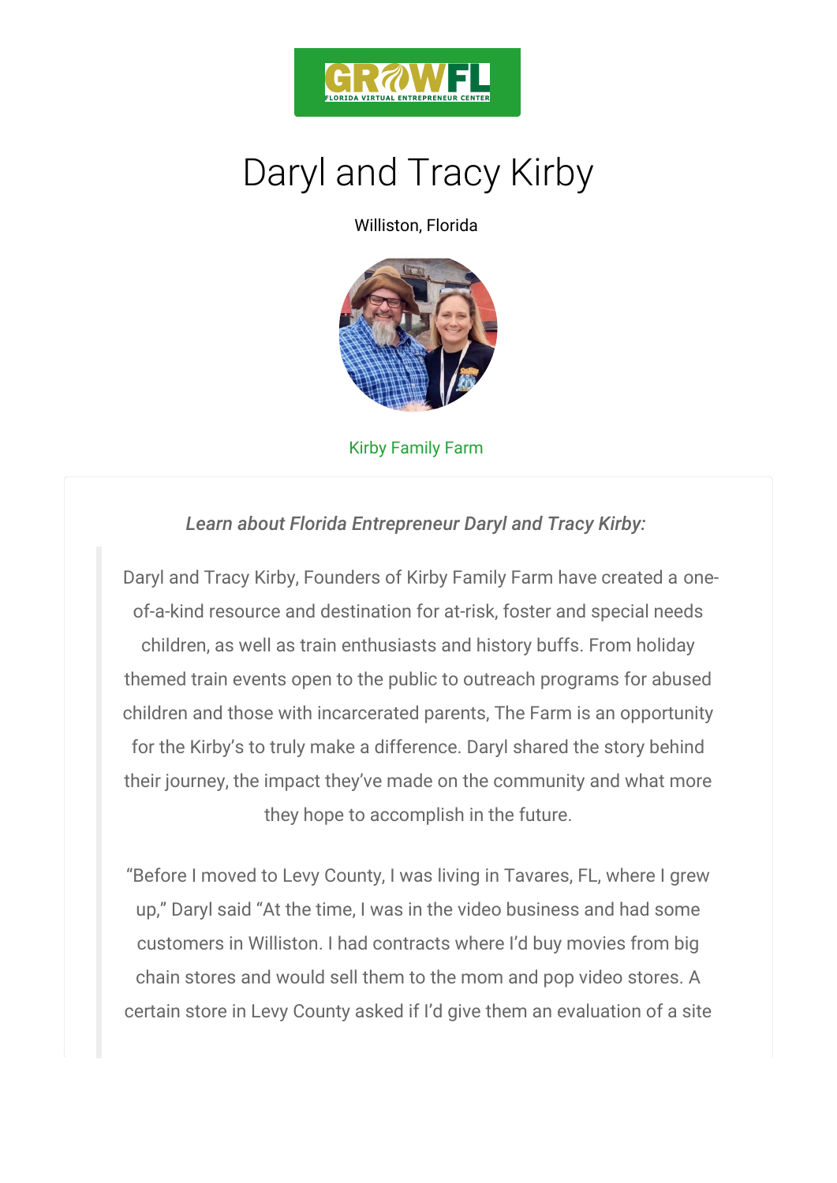# Daryl and Tracy Kirby

Williston, Florida

Kirby Family Farm

*Learn about Florida Entrepreneur Daryl and Tracy Kirby:*

> Daryl and Tracy Kirby, Founders of Kirby Family Farm have created a one-of-a-kind resource and destination for at-risk, foster and special needs children, as well as train enthusiasts and history buffs. From holiday themed train events open to the public to outreach programs for abused children and those with incarcerated parents, The Farm is an opportunity for the Kirby's to truly make a difference. Daryl shared the story behind their journey, the impact they've made on the community and what more they hope to accomplish in the future.
>
> "Before I moved to Levy County, I was living in Tavares, FL, where I grew up," Daryl said "At the time, I was in the video business and had some customers in Williston. I had contracts where I'd buy movies from big chain stores and would sell them to the mom and pop video stores. A certain store in Levy County asked if I'd give them an evaluation of a site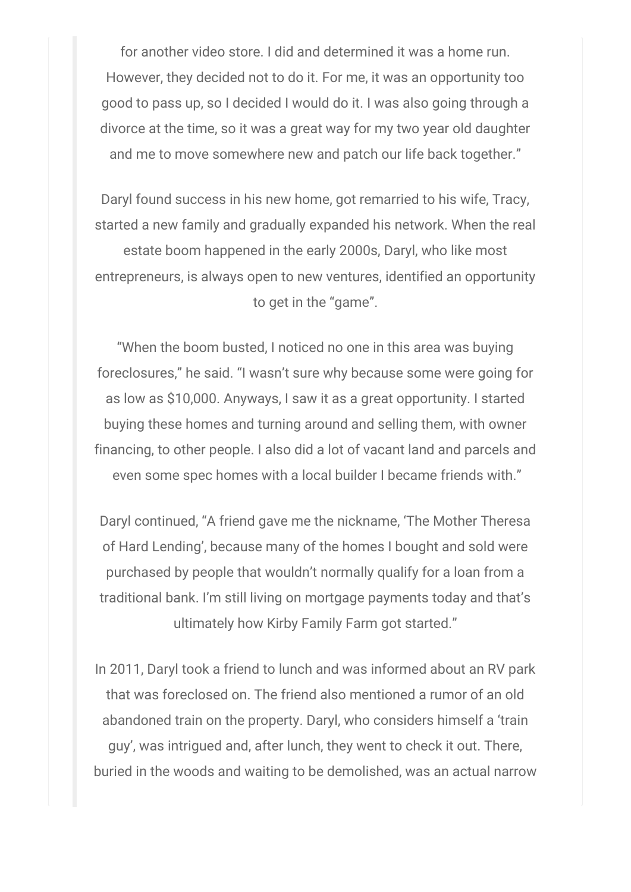for another video store. I did and determined it was a home run. However, they decided not to do it. For me, it was an opportunity too good to pass up, so I decided I would do it. I was also going through a divorce at the time, so it was a great way for my two year old daughter and me to move somewhere new and patch our life back together."

Daryl found success in his new home, got remarried to his wife, Tracy, started a new family and gradually expanded his network. When the real estate boom happened in the early 2000s, Daryl, who like most entrepreneurs, is always open to new ventures, identified an opportunity to get in the "game".

"When the boom busted, I noticed no one in this area was buying foreclosures," he said. "I wasn't sure why because some were going for as low as $10,000. Anyways, I saw it as a great opportunity. I started buying these homes and turning around and selling them, with owner financing, to other people. I also did a lot of vacant land and parcels and even some spec homes with a local builder I became friends with."

Daryl continued, "A friend gave me the nickname, 'The Mother Theresa of Hard Lending', because many of the homes I bought and sold were purchased by people that wouldn't normally qualify for a loan from a traditional bank. I'm still living on mortgage payments today and that's ultimately how Kirby Family Farm got started."

In 2011, Daryl took a friend to lunch and was informed about an RV park that was foreclosed on. The friend also mentioned a rumor of an old abandoned train on the property. Daryl, who considers himself a 'train guy', was intrigued and, after lunch, they went to check it out. There, buried in the woods and waiting to be demolished, was an actual narrow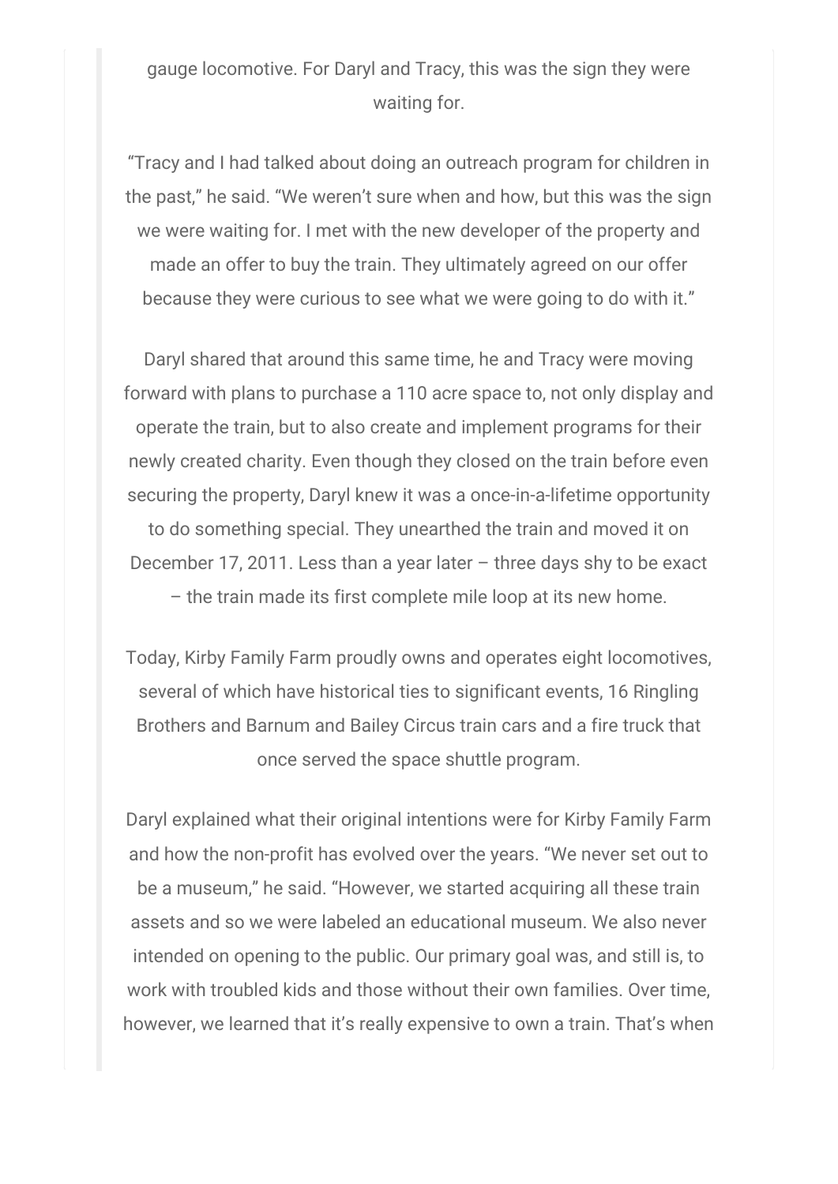gauge locomotive. For Daryl and Tracy, this was the sign they were waiting for.

"Tracy and I had talked about doing an outreach program for children in the past," he said. "We weren't sure when and how, but this was the sign we were waiting for. I met with the new developer of the property and made an offer to buy the train. They ultimately agreed on our offer because they were curious to see what we were going to do with it."

Daryl shared that around this same time, he and Tracy were moving forward with plans to purchase a 110 acre space to, not only display and operate the train, but to also create and implement programs for their newly created charity. Even though they closed on the train before even securing the property, Daryl knew it was a once-in-a-lifetime opportunity to do something special. They unearthed the train and moved it on December 17, 2011. Less than a year later – three days shy to be exact – the train made its first complete mile loop at its new home.

Today, Kirby Family Farm proudly owns and operates eight locomotives, several of which have historical ties to significant events, 16 Ringling Brothers and Barnum and Bailey Circus train cars and a fire truck that once served the space shuttle program.

Daryl explained what their original intentions were for Kirby Family Farm and how the non-profit has evolved over the years. "We never set out to be a museum," he said. "However, we started acquiring all these train assets and so we were labeled an educational museum. We also never intended on opening to the public. Our primary goal was, and still is, to work with troubled kids and those without their own families. Over time, however, we learned that it's really expensive to own a train. That's when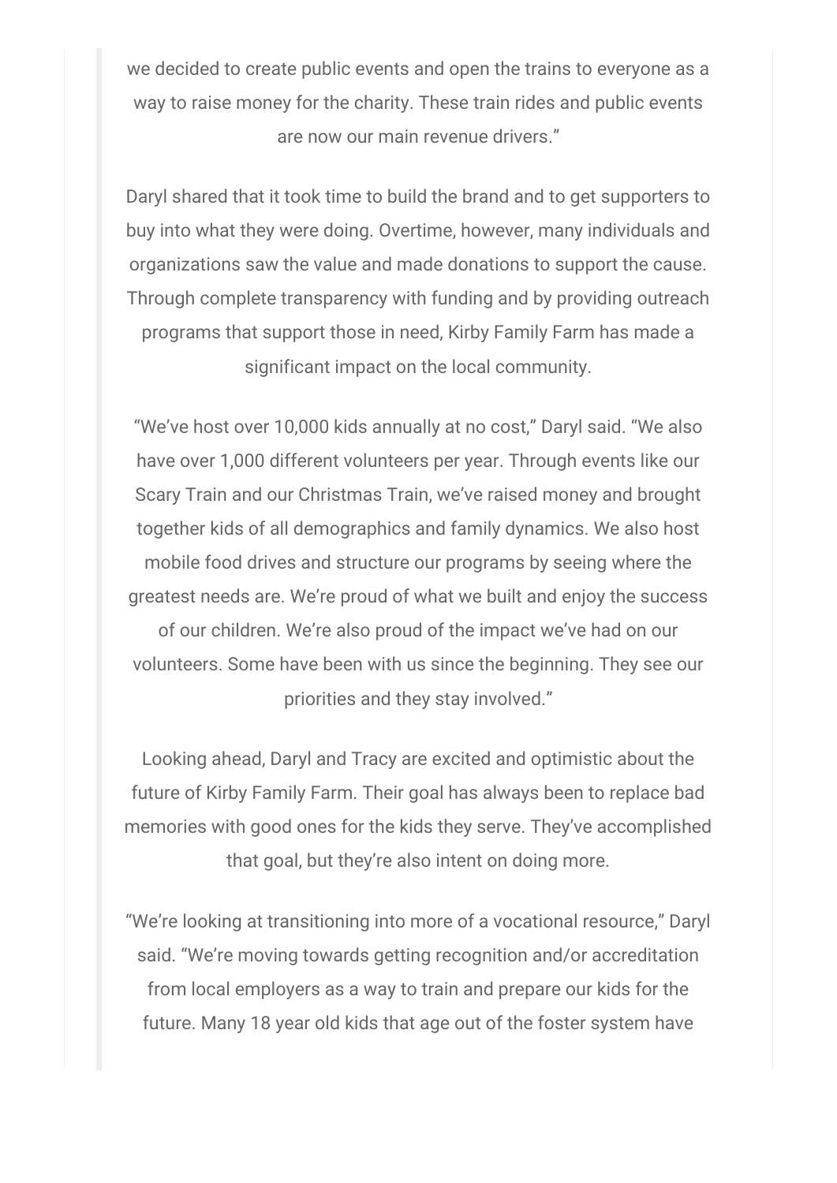we decided to create public events and open the trains to everyone as a way to raise money for the charity. These train rides and public events are now our main revenue drivers."

Daryl shared that it took time to build the brand and to get supporters to buy into what they were doing. Overtime, however, many individuals and organizations saw the value and made donations to support the cause. Through complete transparency with funding and by providing outreach programs that support those in need, Kirby Family Farm has made a significant impact on the local community.

"We've host over 10,000 kids annually at no cost," Daryl said. "We also have over 1,000 different volunteers per year. Through events like our Scary Train and our Christmas Train, we've raised money and brought together kids of all demographics and family dynamics. We also host mobile food drives and structure our programs by seeing where the greatest needs are. We're proud of what we built and enjoy the success of our children. We're also proud of the impact we've had on our volunteers. Some have been with us since the beginning. They see our priorities and they stay involved."

Looking ahead, Daryl and Tracy are excited and optimistic about the future of Kirby Family Farm. Their goal has always been to replace bad memories with good ones for the kids they serve. They've accomplished that goal, but they're also intent on doing more.

"We're looking at transitioning into more of a vocational resource," Daryl said. "We're moving towards getting recognition and/or accreditation from local employers as a way to train and prepare our kids for the future. Many 18 year old kids that age out of the foster system have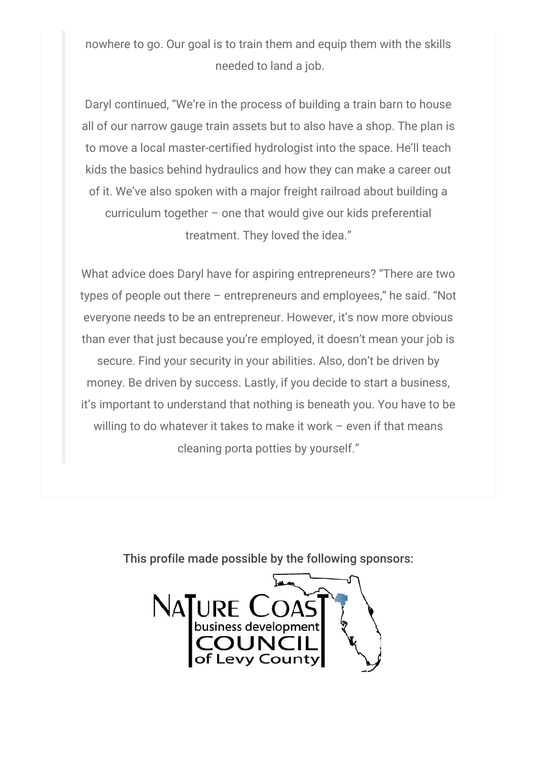nowhere to go. Our goal is to train them and equip them with the skills needed to land a job.

Daryl continued, "We're in the process of building a train barn to house all of our narrow gauge train assets but to also have a shop. The plan is to move a local master-certified hydrologist into the space. He'll teach kids the basics behind hydraulics and how they can make a career out of it. We've also spoken with a major freight railroad about building a curriculum together – one that would give our kids preferential treatment. They loved the idea."

What advice does Daryl have for aspiring entrepreneurs? "There are two types of people out there – entrepreneurs and employees," he said. "Not everyone needs to be an entrepreneur. However, it's now more obvious than ever that just because you're employed, it doesn't mean your job is secure. Find your security in your abilities. Also, don't be driven by money. Be driven by success. Lastly, if you decide to start a business, it's important to understand that nothing is beneath you. You have to be willing to do whatever it takes to make it work – even if that means cleaning porta potties by yourself."

This profile made possible by the following sponsors:

NATURE COAST business development COUNCIL of Levy County